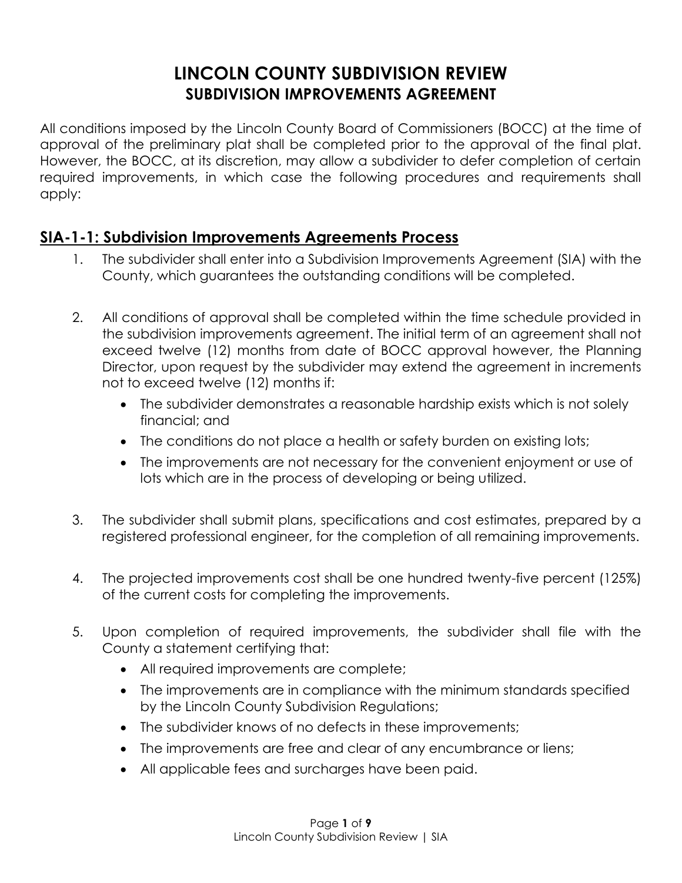# LINCOLN COUNTY SUBDIVISION REVIEW
## SUBDIVISION IMPROVEMENTS AGREEMENT

All conditions imposed by the Lincoln County Board of Commissioners (BOCC) at the time of approval of the preliminary plat shall be completed prior to the approval of the final plat. However, the BOCC, at its discretion, may allow a subdivider to defer completion of certain required improvements, in which case the following procedures and requirements shall apply:

## SIA-1-1: Subdivision Improvements Agreements Process

1. The subdivider shall enter into a Subdivision Improvements Agreement (SIA) with the County, which guarantees the outstanding conditions will be completed.

2. All conditions of approval shall be completed within the time schedule provided in the subdivision improvements agreement. The initial term of an agreement shall not exceed twelve (12) months from date of BOCC approval however, the Planning Director, upon request by the subdivider may extend the agreement in increments not to exceed twelve (12) months if:
   - The subdivider demonstrates a reasonable hardship exists which is not solely financial; and
   - The conditions do not place a health or safety burden on existing lots;
   - The improvements are not necessary for the convenient enjoyment or use of lots which are in the process of developing or being utilized.

3. The subdivider shall submit plans, specifications and cost estimates, prepared by a registered professional engineer, for the completion of all remaining improvements.

4. The projected improvements cost shall be one hundred twenty-five percent (125%) of the current costs for completing the improvements.

5. Upon completion of required improvements, the subdivider shall file with the County a statement certifying that:
   - All required improvements are complete;
   - The improvements are in compliance with the minimum standards specified by the Lincoln County Subdivision Regulations;
   - The subdivider knows of no defects in these improvements;
   - The improvements are free and clear of any encumbrance or liens;
   - All applicable fees and surcharges have been paid.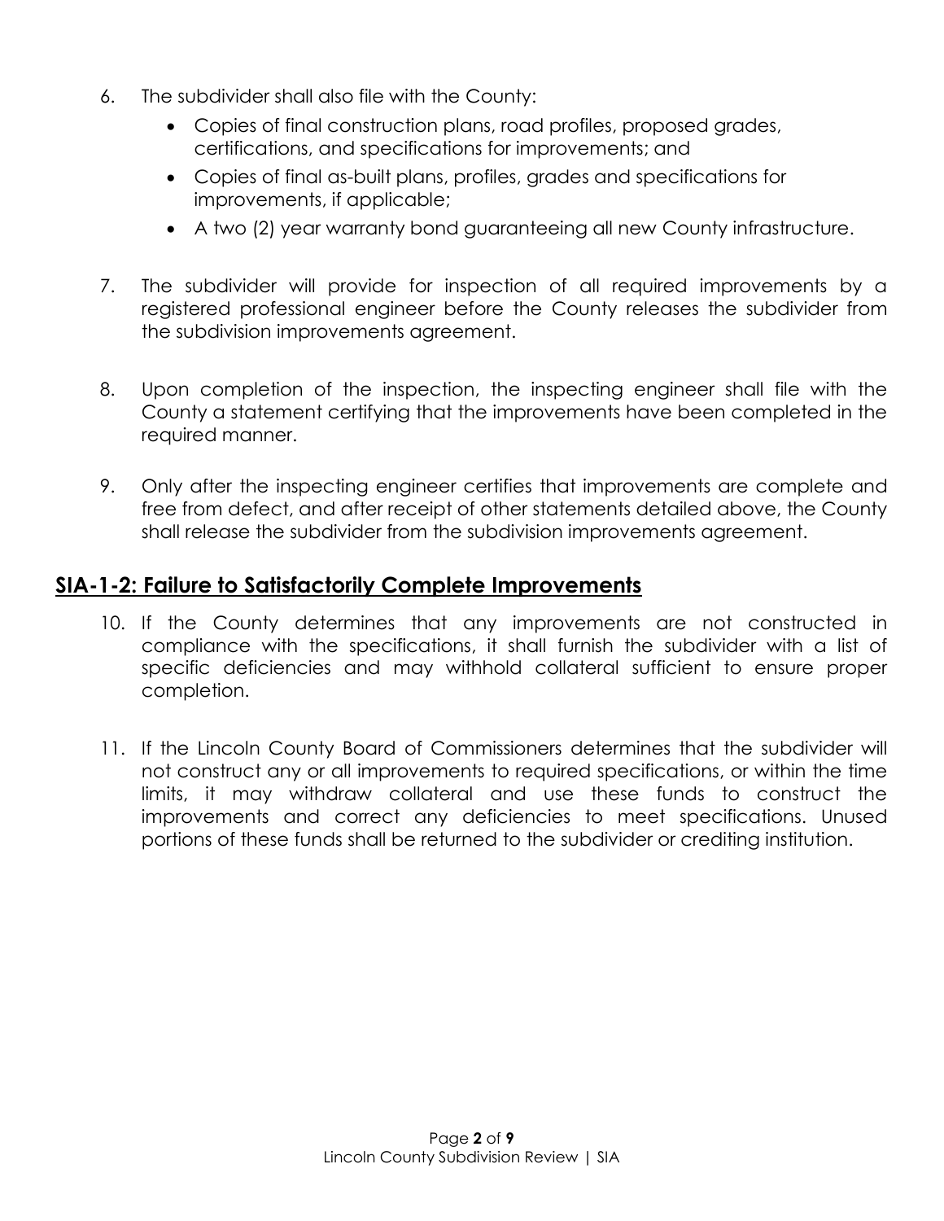6. The subdivider shall also file with the County:
    - Copies of final construction plans, road profiles, proposed grades, certifications, and specifications for improvements; and
    - Copies of final as-built plans, profiles, grades and specifications for improvements, if applicable;
    - A two (2) year warranty bond guaranteeing all new County infrastructure.

7. The subdivider will provide for inspection of all required improvements by a registered professional engineer before the County releases the subdivider from the subdivision improvements agreement.

8. Upon completion of the inspection, the inspecting engineer shall file with the County a statement certifying that the improvements have been completed in the required manner.

9. Only after the inspecting engineer certifies that improvements are complete and free from defect, and after receipt of other statements detailed above, the County shall release the subdivider from the subdivision improvements agreement.

## SIA-1-2: Failure to Satisfactorily Complete Improvements

10. If the County determines that any improvements are not constructed in compliance with the specifications, it shall furnish the subdivider with a list of specific deficiencies and may withhold collateral sufficient to ensure proper completion.

11. If the Lincoln County Board of Commissioners determines that the subdivider will not construct any or all improvements to required specifications, or within the time limits, it may withdraw collateral and use these funds to construct the improvements and correct any deficiencies to meet specifications. Unused portions of these funds shall be returned to the subdivider or crediting institution.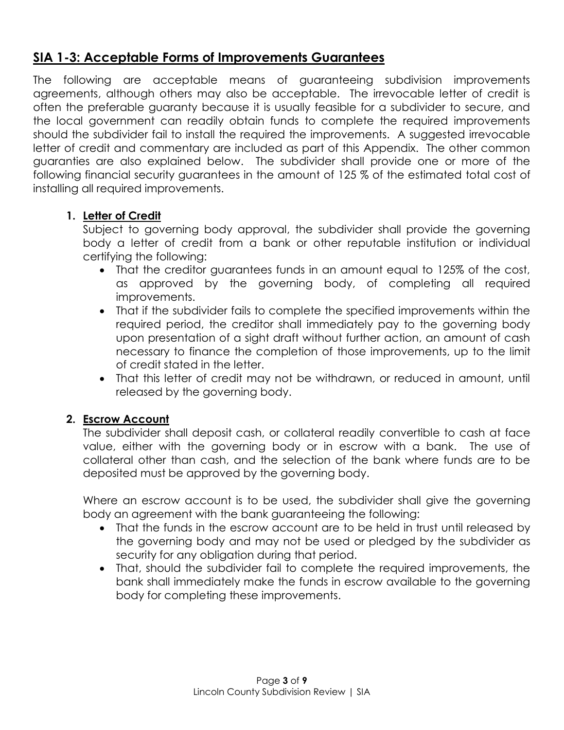## SIA 1-3: Acceptable Forms of Improvements Guarantees

The following are acceptable means of guaranteeing subdivision improvements agreements, although others may also be acceptable. The irrevocable letter of credit is often the preferable guaranty because it is usually feasible for a subdivider to secure, and the local government can readily obtain funds to complete the required improvements should the subdivider fail to install the required the improvements. A suggested irrevocable letter of credit and commentary are included as part of this Appendix. The other common guaranties are also explained below. The subdivider shall provide one or more of the following financial security guarantees in the amount of 125 % of the estimated total cost of installing all required improvements.

1. **Letter of Credit**

   Subject to governing body approval, the subdivider shall provide the governing body a letter of credit from a bank or other reputable institution or individual certifying the following:

   - That the creditor guarantees funds in an amount equal to 125% of the cost, as approved by the governing body, of completing all required improvements.
   - That if the subdivider fails to complete the specified improvements within the required period, the creditor shall immediately pay to the governing body upon presentation of a sight draft without further action, an amount of cash necessary to finance the completion of those improvements, up to the limit of credit stated in the letter.
   - That this letter of credit may not be withdrawn, or reduced in amount, until released by the governing body.

2. **Escrow Account**

   The subdivider shall deposit cash, or collateral readily convertible to cash at face value, either with the governing body or in escrow with a bank. The use of collateral other than cash, and the selection of the bank where funds are to be deposited must be approved by the governing body.

   Where an escrow account is to be used, the subdivider shall give the governing body an agreement with the bank guaranteeing the following:

   - That the funds in the escrow account are to be held in trust until released by the governing body and may not be used or pledged by the subdivider as security for any obligation during that period.
   - That, should the subdivider fail to complete the required improvements, the bank shall immediately make the funds in escrow available to the governing body for completing these improvements.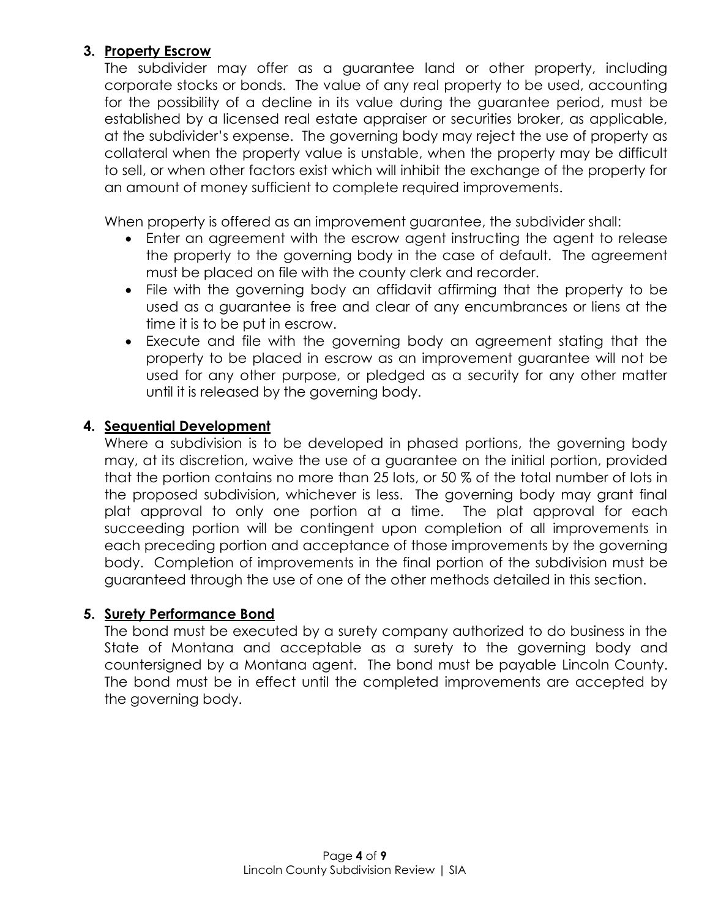### 3. Property Escrow

The subdivider may offer as a guarantee land or other property, including corporate stocks or bonds. The value of any real property to be used, accounting for the possibility of a decline in its value during the guarantee period, must be established by a licensed real estate appraiser or securities broker, as applicable, at the subdivider's expense. The governing body may reject the use of property as collateral when the property value is unstable, when the property may be difficult to sell, or when other factors exist which will inhibit the exchange of the property for an amount of money sufficient to complete required improvements.

When property is offered as an improvement guarantee, the subdivider shall:

- Enter an agreement with the escrow agent instructing the agent to release the property to the governing body in the case of default. The agreement must be placed on file with the county clerk and recorder.
- File with the governing body an affidavit affirming that the property to be used as a guarantee is free and clear of any encumbrances or liens at the time it is to be put in escrow.
- Execute and file with the governing body an agreement stating that the property to be placed in escrow as an improvement guarantee will not be used for any other purpose, or pledged as a security for any other matter until it is released by the governing body.

### 4. Sequential Development

Where a subdivision is to be developed in phased portions, the governing body may, at its discretion, waive the use of a guarantee on the initial portion, provided that the portion contains no more than 25 lots, or 50 % of the total number of lots in the proposed subdivision, whichever is less. The governing body may grant final plat approval to only one portion at a time. The plat approval for each succeeding portion will be contingent upon completion of all improvements in each preceding portion and acceptance of those improvements by the governing body. Completion of improvements in the final portion of the subdivision must be guaranteed through the use of one of the other methods detailed in this section.

### 5. Surety Performance Bond

The bond must be executed by a surety company authorized to do business in the State of Montana and acceptable as a surety to the governing body and countersigned by a Montana agent. The bond must be payable Lincoln County. The bond must be in effect until the completed improvements are accepted by the governing body.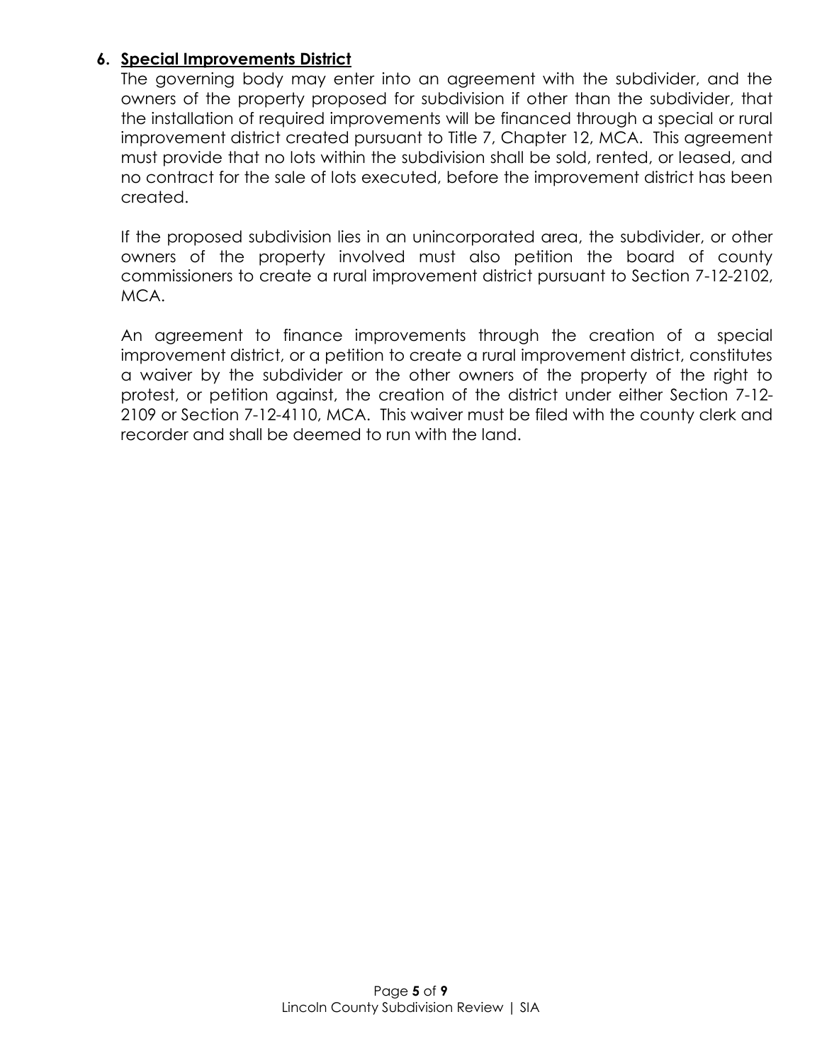6. **<u>Special Improvements District</u>**

The governing body may enter into an agreement with the subdivider, and the owners of the property proposed for subdivision if other than the subdivider, that the installation of required improvements will be financed through a special or rural improvement district created pursuant to Title 7, Chapter 12, MCA. This agreement must provide that no lots within the subdivision shall be sold, rented, or leased, and no contract for the sale of lots executed, before the improvement district has been created.

If the proposed subdivision lies in an unincorporated area, the subdivider, or other owners of the property involved must also petition the board of county commissioners to create a rural improvement district pursuant to Section 7-12-2102, MCA.

An agreement to finance improvements through the creation of a special improvement district, or a petition to create a rural improvement district, constitutes a waiver by the subdivider or the other owners of the property of the right to protest, or petition against, the creation of the district under either Section 7-12-2109 or Section 7-12-4110, MCA. This waiver must be filed with the county clerk and recorder and shall be deemed to run with the land.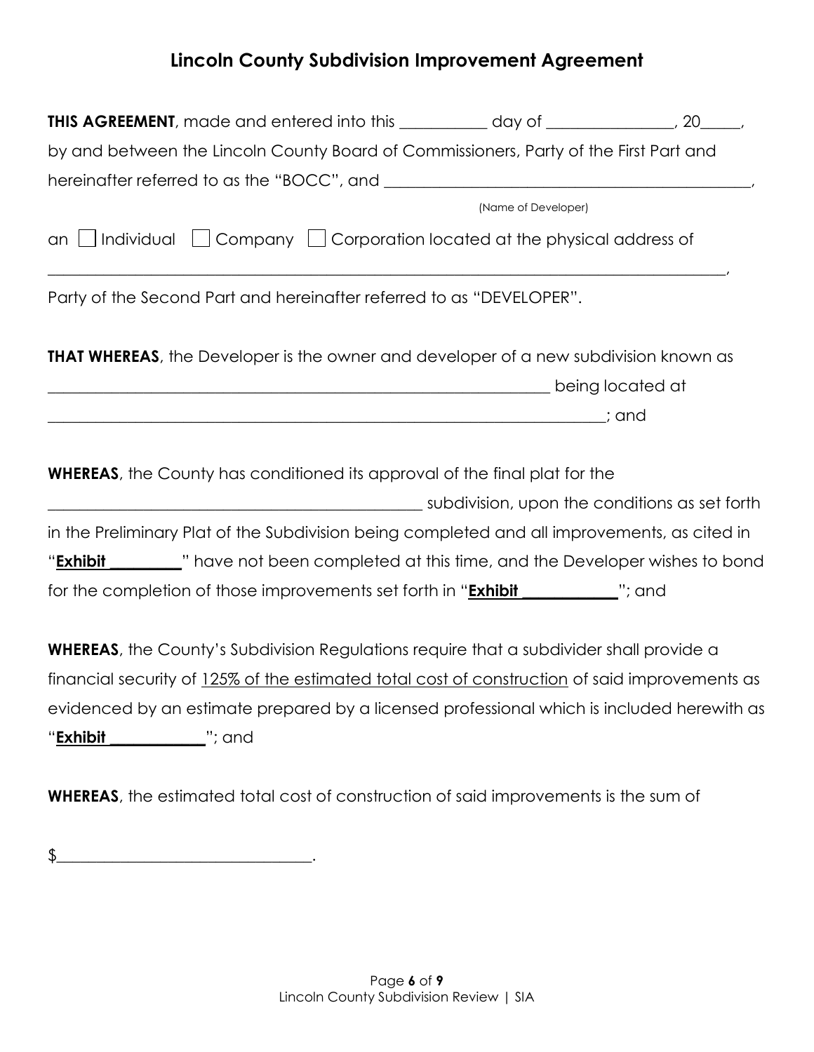# Lincoln County Subdivision Improvement Agreement

**THIS AGREEMENT**, made and entered into this ___________ day of ________________, 20_____, by and between the Lincoln County Board of Commissioners, Party of the First Part and hereinafter referred to as the "BOCC", and _______________________________________________,

(Name of Developer)

an ☐ Individual ☐ Company ☐ Corporation located at the physical address of

_________________________________________________________________________________________,

Party of the Second Part and hereinafter referred to as "DEVELOPER".

**THAT WHEREAS**, the Developer is the owner and developer of a new subdivision known as _________________________________________________________________ being located at _________________________________________________________________________; and

**WHEREAS**, the County has conditioned its approval of the final plat for the _________________________________________________ subdivision, upon the conditions as set forth in the Preliminary Plat of the Subdivision being completed and all improvements, as cited in "**Exhibit _________**" have not been completed at this time, and the Developer wishes to bond for the completion of those improvements set forth in "**Exhibit ____________**"; and

**WHEREAS**, the County's Subdivision Regulations require that a subdivider shall provide a financial security of <u>125% of the estimated total cost of construction</u> of said improvements as evidenced by an estimate prepared by a licensed professional which is included herewith as "**Exhibit ____________**"; and

**WHEREAS**, the estimated total cost of construction of said improvements is the sum of

$________________________________.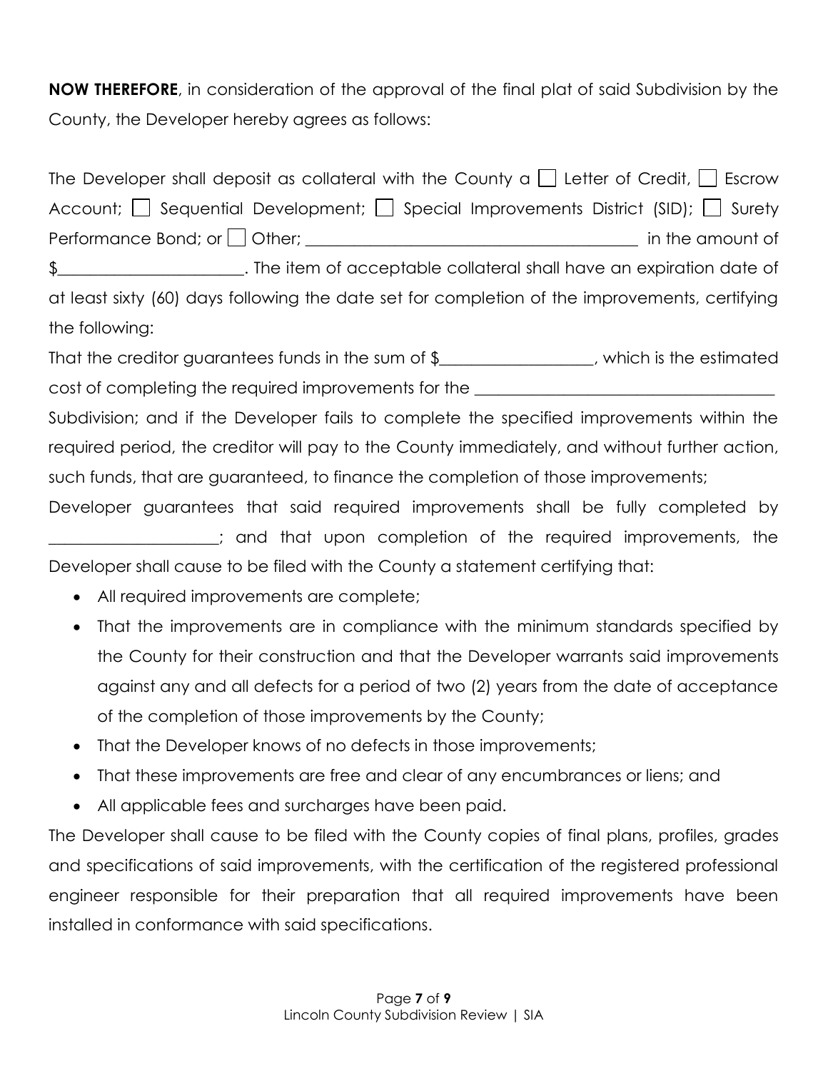**NOW THEREFORE**, in consideration of the approval of the final plat of said Subdivision by the County, the Developer hereby agrees as follows:

The Developer shall deposit as collateral with the County a ☐ Letter of Credit, ☐ Escrow Account; ☐ Sequential Development; ☐ Special Improvements District (SID); ☐ Surety Performance Bond; or ☐ Other; ________________________________________ in the amount of $______________________. The item of acceptable collateral shall have an expiration date of at least sixty (60) days following the date set for completion of the improvements, certifying the following:

That the creditor guarantees funds in the sum of $__________________, which is the estimated cost of completing the required improvements for the ____________________________________ Subdivision; and if the Developer fails to complete the specified improvements within the required period, the creditor will pay to the County immediately, and without further action, such funds, that are guaranteed, to finance the completion of those improvements;

Developer guarantees that said required improvements shall be fully completed by ____________________; and that upon completion of the required improvements, the Developer shall cause to be filed with the County a statement certifying that:

- All required improvements are complete;
- That the improvements are in compliance with the minimum standards specified by the County for their construction and that the Developer warrants said improvements against any and all defects for a period of two (2) years from the date of acceptance of the completion of those improvements by the County;
- That the Developer knows of no defects in those improvements;
- That these improvements are free and clear of any encumbrances or liens; and
- All applicable fees and surcharges have been paid.

The Developer shall cause to be filed with the County copies of final plans, profiles, grades and specifications of said improvements, with the certification of the registered professional engineer responsible for their preparation that all required improvements have been installed in conformance with said specifications.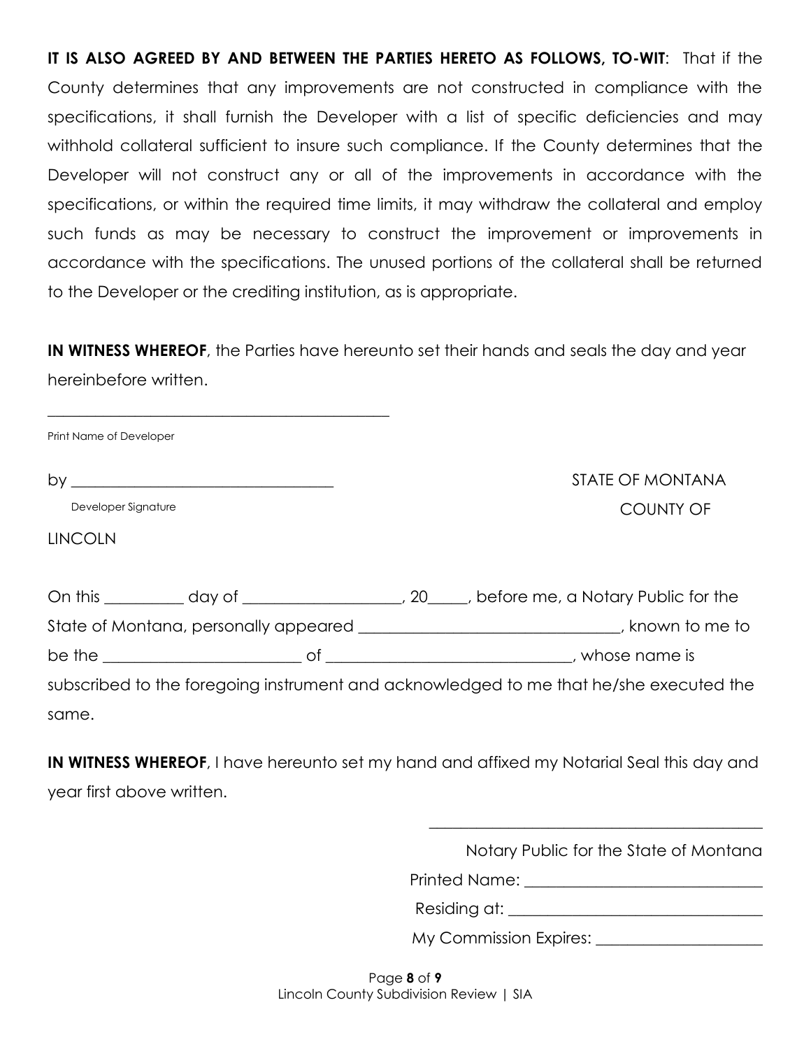**IT IS ALSO AGREED BY AND BETWEEN THE PARTIES HERETO AS FOLLOWS, TO-WIT**: That if the County determines that any improvements are not constructed in compliance with the specifications, it shall furnish the Developer with a list of specific deficiencies and may withhold collateral sufficient to insure such compliance. If the County determines that the Developer will not construct any or all of the improvements in accordance with the specifications, or within the required time limits, it may withdraw the collateral and employ such funds as may be necessary to construct the improvement or improvements in accordance with the specifications. The unused portions of the collateral shall be returned to the Developer or the crediting institution, as is appropriate.

**IN WITNESS WHEREOF**, the Parties have hereunto set their hands and seals the day and year hereinbefore written.

_____________________________________________

Print Name of Developer

by _________________________________

Developer Signature

STATE OF MONTANA

COUNTY OF LINCOLN

On this __________ day of ____________________, 20_____, before me, a Notary Public for the State of Montana, personally appeared _________________________________, known to me to be the _________________________ of _______________________________, whose name is subscribed to the foregoing instrument and acknowledged to me that he/she executed the same.

**IN WITNESS WHEREOF**, I have hereunto set my hand and affixed my Notarial Seal this day and year first above written.

_____________________________________________

Notary Public for the State of Montana

Printed Name: _____________________________

Residing at: ________________________________

My Commission Expires: ____________________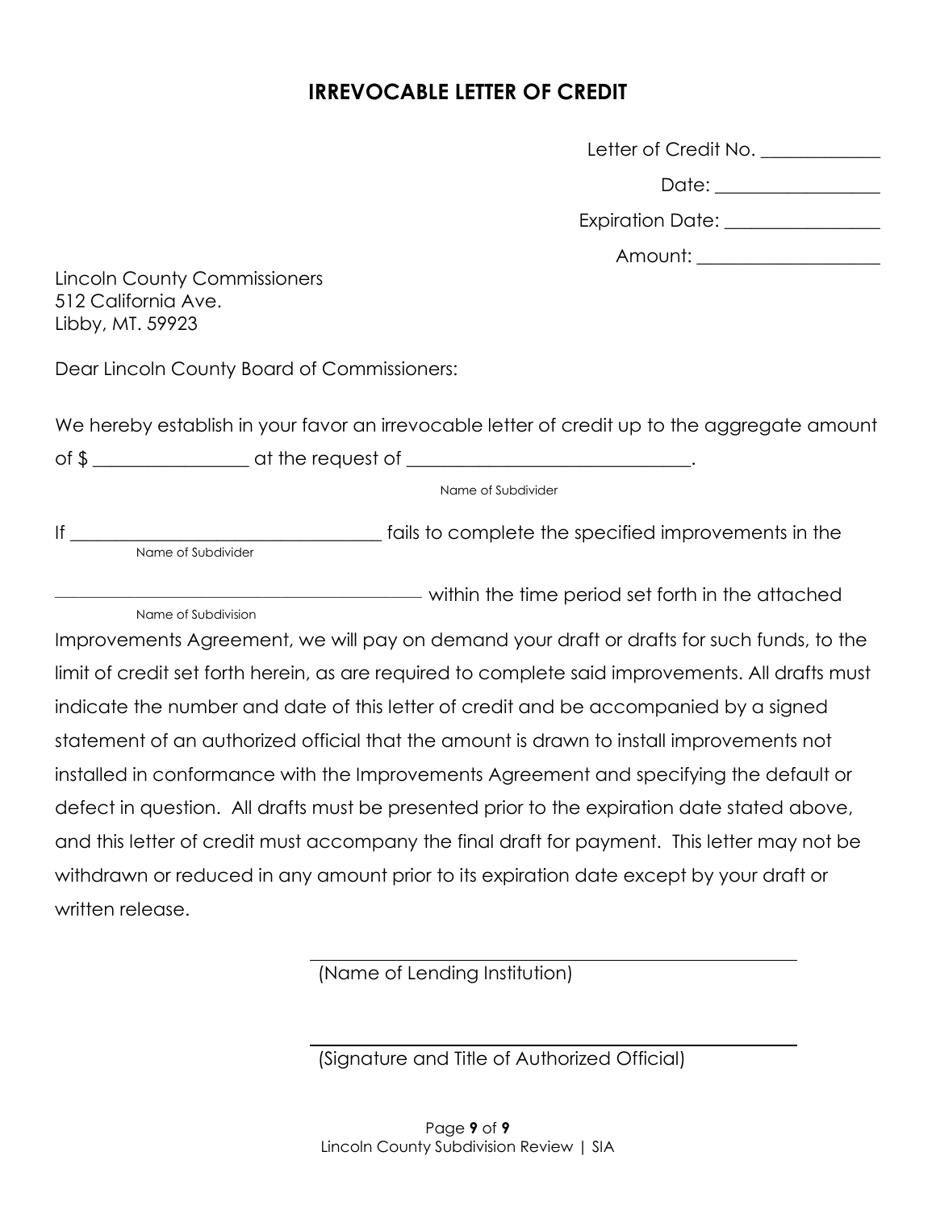# IRREVOCABLE LETTER OF CREDIT

Letter of Credit No. ____________

Date: _________________

Expiration Date: ________________

Amount: ___________________

Lincoln County Commissioners
512 California Ave.
Libby, MT. 59923

Dear Lincoln County Board of Commissioners:

We hereby establish in your favor an irrevocable letter of credit up to the aggregate amount of $ ________________ at the request of ______________________________.
Name of Subdivider

If ________________________________ fails to complete the specified improvements in the
Name of Subdivider

________________________________________ within the time period set forth in the attached
Name of Subdivision

Improvements Agreement, we will pay on demand your draft or drafts for such funds, to the limit of credit set forth herein, as are required to complete said improvements. All drafts must indicate the number and date of this letter of credit and be accompanied by a signed statement of an authorized official that the amount is drawn to install improvements not installed in conformance with the Improvements Agreement and specifying the default or defect in question. All drafts must be presented prior to the expiration date stated above, and this letter of credit must accompany the final draft for payment. This letter may not be withdrawn or reduced in any amount prior to its expiration date except by your draft or written release.

______________________________________________
(Name of Lending Institution)

______________________________________________
(Signature and Title of Authorized Official)